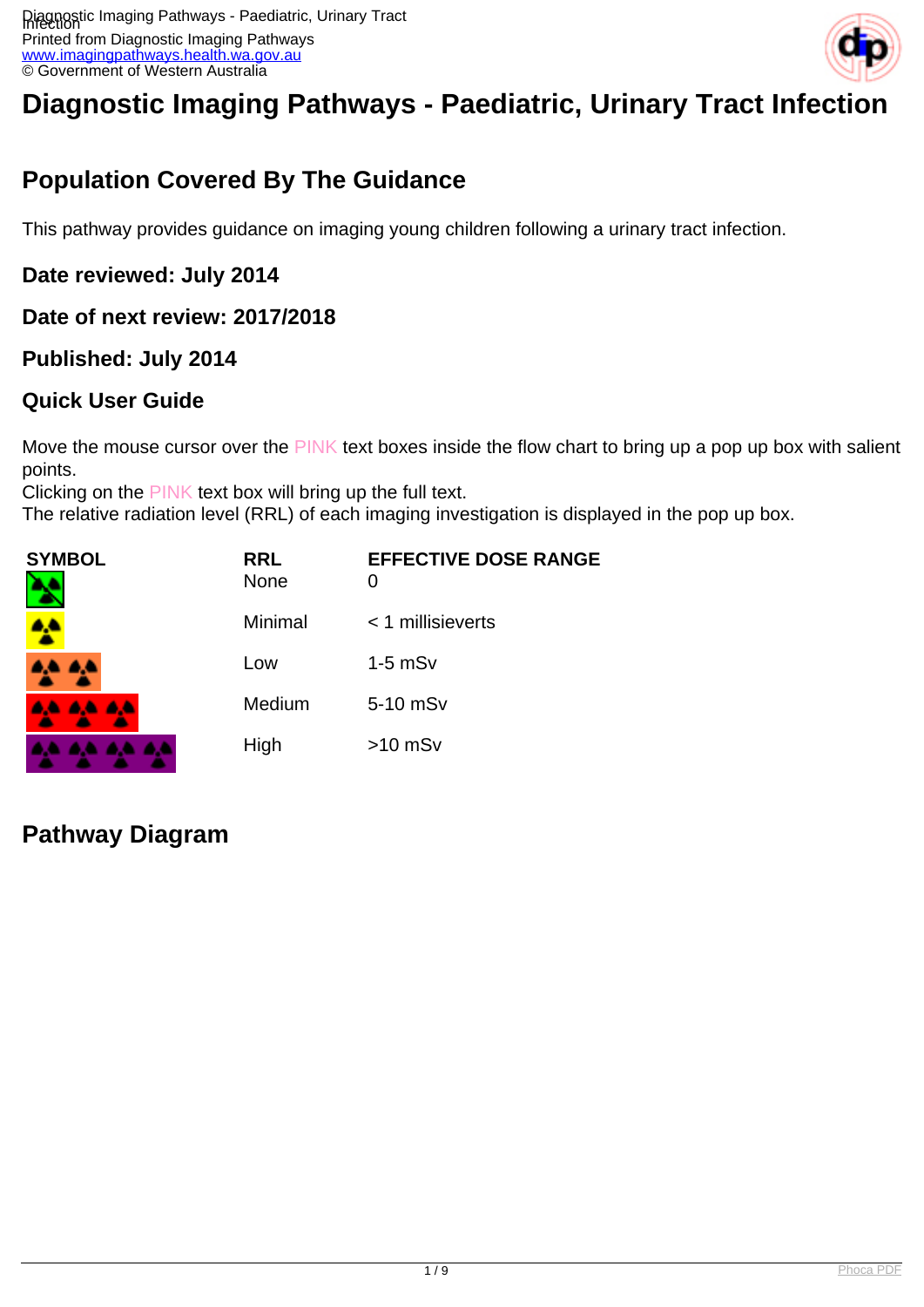# Diagnostic Imaging Pathways - Paediatric, Urinary Tract Infection

## Population Covered By The Guidance

This pathway provides guidance on imaging young children following a urinary tract infection.

### Date reviewed: July 2014

### Date of next review: 2017/2018

### Published: July 2014

### Quick User Guide

Move the mouse cursor over the PINK text boxes inside the flow chart to bring up a pop up box with salient points.
Clicking on the PINK text box will bring up the full text.
The relative radiation level (RRL) of each imaging investigation is displayed in the pop up box.

| SYMBOL | RRL | EFFECTIVE DOSE RANGE |
|---|---|---|
| | None | 0 |
| | Minimal | < 1 millisieverts |
| | Low | 1-5 mSv |
| | Medium | 5-10 mSv |
| | High | >10 mSv |

## Pathway Diagram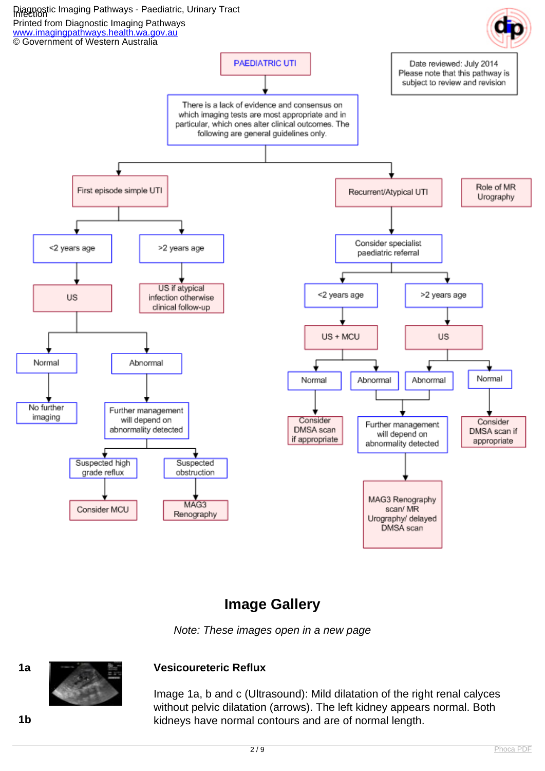PAEDIATRIC UTI

Date reviewed: July 2014
Please note that this pathway is subject to review and revision

There is a lack of evidence and consensus on which imaging tests are most appropriate and in particular, which ones alter clinical outcomes. The following are general guidelines only.

- **First episode simple UTI**
  - <2 years age
    - US
      - Normal → No further imaging
      - Abnormal → Further management will depend on abnormality detected
        - Suspected high grade reflux → Consider MCU
        - Suspected obstruction → MAG3 Renography
  - >2 years age
    - US if atypical infection otherwise clinical follow-up
- **Recurrent/Atypical UTI**
  - Consider specialist paediatric referral
    - <2 years age
      - US + MCU
        - Normal → Consider DMSA scan if appropriate
        - Abnormal → Further management will depend on abnormality detected → MAG3 Renography scan/ MR Urography/ delayed DMSA scan
    - >2 years age
      - US
        - Abnormal → Further management will depend on abnormality detected → MAG3 Renography scan/ MR Urography/ delayed DMSA scan
        - Normal → Consider DMSA scan if appropriate

Role of MR Urography

## Image Gallery

*Note: These images open in a new page*

**1a**

**1b**

### Vesicoureteric Reflux

Image 1a, b and c (Ultrasound): Mild dilatation of the right renal calyces without pelvic dilatation (arrows). The left kidney appears normal. Both kidneys have normal contours and are of normal length.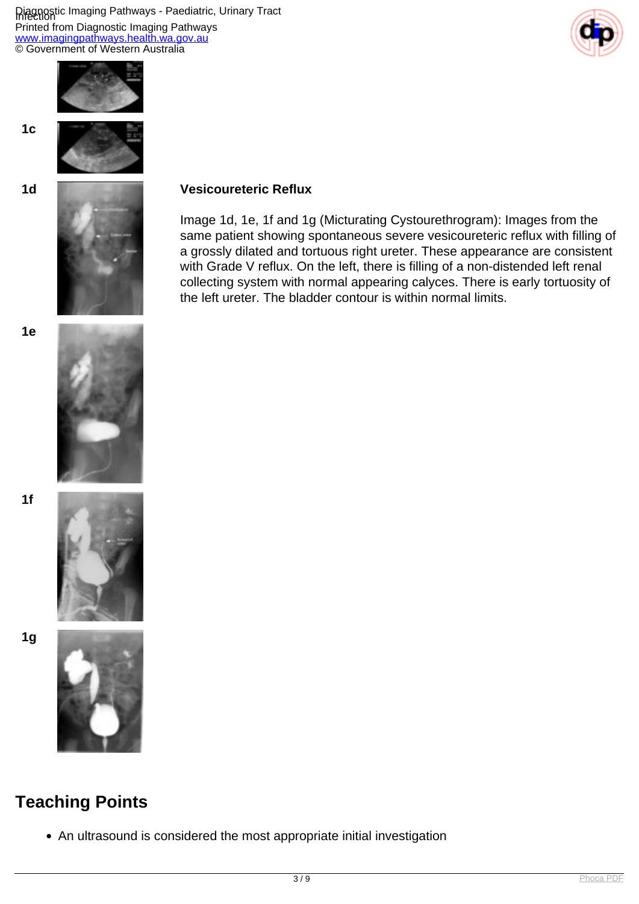1c

1d

1e

1f

1g

**Vesicoureteric Reflux**

Image 1d, 1e, 1f and 1g (Micturating Cystourethrogram): Images from the same patient showing spontaneous severe vesicoureteric reflux with filling of a grossly dilated and tortuous right ureter. These appearance are consistent with Grade V reflux. On the left, there is filling of a non-distended left renal collecting system with normal appearing calyces. There is early tortuosity of the left ureter. The bladder contour is within normal limits.

## Teaching Points

- An ultrasound is considered the most appropriate initial investigation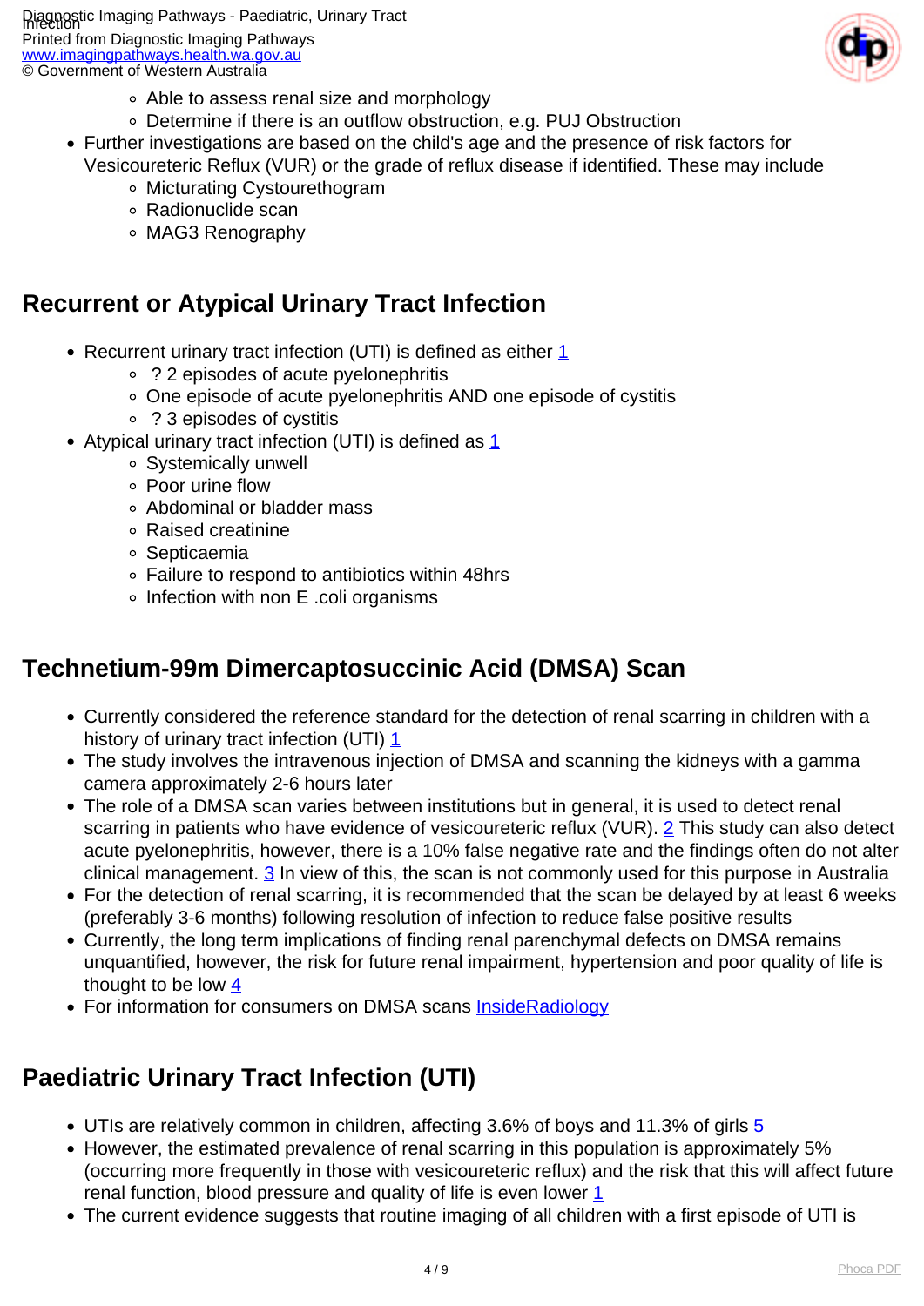- Able to assess renal size and morphology
  - Determine if there is an outflow obstruction, e.g. PUJ Obstruction
- Further investigations are based on the child's age and the presence of risk factors for Vesicoureteric Reflux (VUR) or the grade of reflux disease if identified. These may include
  - Micturating Cystourethogram
  - Radionuclide scan
  - MAG3 Renography

## Recurrent or Atypical Urinary Tract Infection

- Recurrent urinary tract infection (UTI) is defined as either [1]
  - ? 2 episodes of acute pyelonephritis
  - One episode of acute pyelonephritis AND one episode of cystitis
  - ? 3 episodes of cystitis
- Atypical urinary tract infection (UTI) is defined as [1]
  - Systemically unwell
  - Poor urine flow
  - Abdominal or bladder mass
  - Raised creatinine
  - Septicaemia
  - Failure to respond to antibiotics within 48hrs
  - Infection with non E .coli organisms

## Technetium-99m Dimercaptosuccinic Acid (DMSA) Scan

- Currently considered the reference standard for the detection of renal scarring in children with a history of urinary tract infection (UTI) [1]
- The study involves the intravenous injection of DMSA and scanning the kidneys with a gamma camera approximately 2-6 hours later
- The role of a DMSA scan varies between institutions but in general, it is used to detect renal scarring in patients who have evidence of vesicoureteric reflux (VUR). [2] This study can also detect acute pyelonephritis, however, there is a 10% false negative rate and the findings often do not alter clinical management. [3] In view of this, the scan is not commonly used for this purpose in Australia
- For the detection of renal scarring, it is recommended that the scan be delayed by at least 6 weeks (preferably 3-6 months) following resolution of infection to reduce false positive results
- Currently, the long term implications of finding renal parenchymal defects on DMSA remains unquantified, however, the risk for future renal impairment, hypertension and poor quality of life is thought to be low [4]
- For information for consumers on DMSA scans InsideRadiology

## Paediatric Urinary Tract Infection (UTI)

- UTIs are relatively common in children, affecting 3.6% of boys and 11.3% of girls [5]
- However, the estimated prevalence of renal scarring in this population is approximately 5% (occurring more frequently in those with vesicoureteric reflux) and the risk that this will affect future renal function, blood pressure and quality of life is even lower [1]
- The current evidence suggests that routine imaging of all children with a first episode of UTI is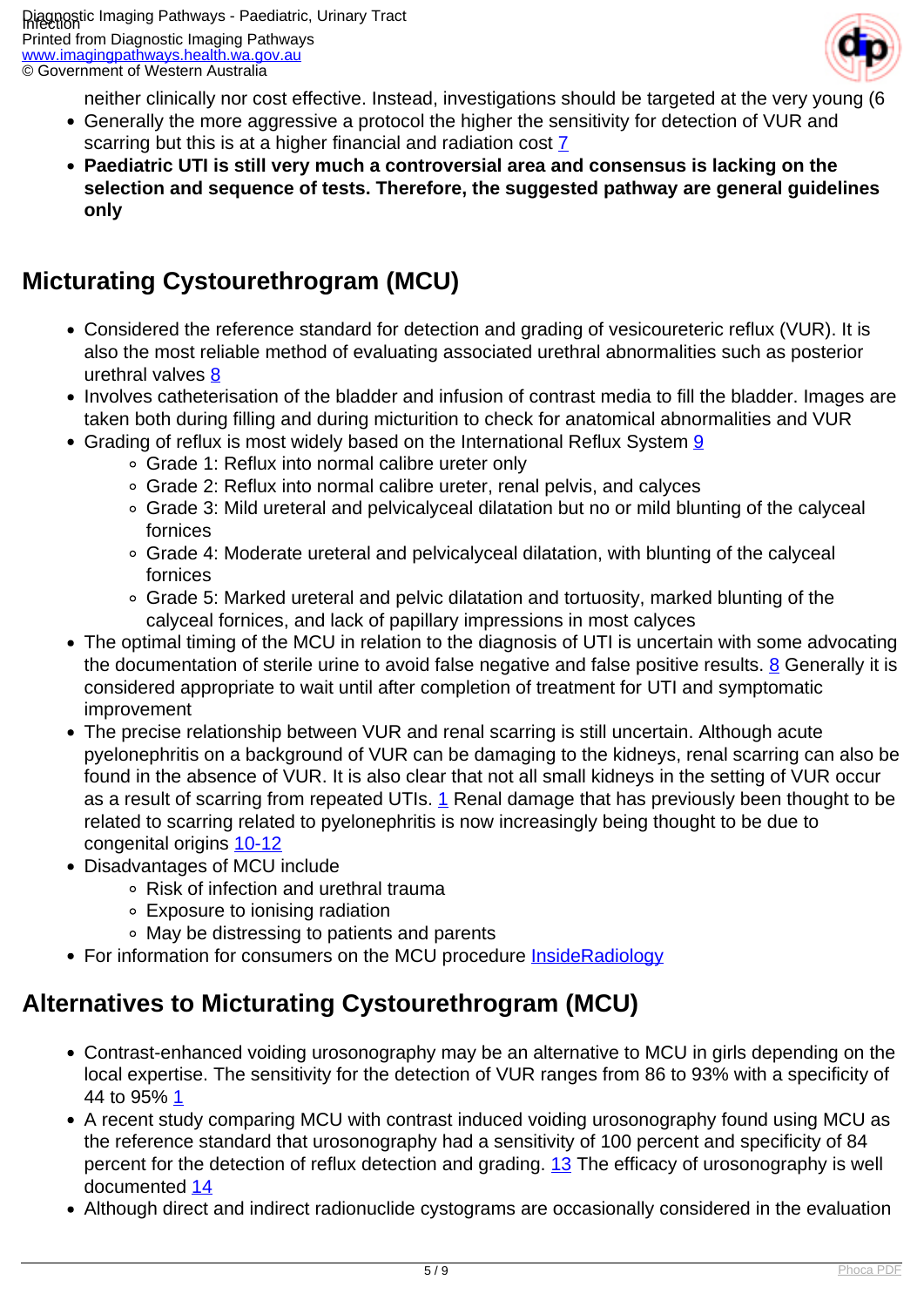neither clinically nor cost effective. Instead, investigations should be targeted at the very young (6

- Generally the more aggressive a protocol the higher the sensitivity for detection of VUR and scarring but this is at a higher financial and radiation cost [7]
- **Paediatric UTI is still very much a controversial area and consensus is lacking on the selection and sequence of tests. Therefore, the suggested pathway are general guidelines only**

## Micturating Cystourethrogram (MCU)

- Considered the reference standard for detection and grading of vesicoureteric reflux (VUR). It is also the most reliable method of evaluating associated urethral abnormalities such as posterior urethral valves [8]
- Involves catheterisation of the bladder and infusion of contrast media to fill the bladder. Images are taken both during filling and during micturition to check for anatomical abnormalities and VUR
- Grading of reflux is most widely based on the International Reflux System [9]
  - Grade 1: Reflux into normal calibre ureter only
  - Grade 2: Reflux into normal calibre ureter, renal pelvis, and calyces
  - Grade 3: Mild ureteral and pelvicalyceal dilatation but no or mild blunting of the calyceal fornices
  - Grade 4: Moderate ureteral and pelvicalyceal dilatation, with blunting of the calyceal fornices
  - Grade 5: Marked ureteral and pelvic dilatation and tortuosity, marked blunting of the calyceal fornices, and lack of papillary impressions in most calyces
- The optimal timing of the MCU in relation to the diagnosis of UTI is uncertain with some advocating the documentation of sterile urine to avoid false negative and false positive results. [8] Generally it is considered appropriate to wait until after completion of treatment for UTI and symptomatic improvement
- The precise relationship between VUR and renal scarring is still uncertain. Although acute pyelonephritis on a background of VUR can be damaging to the kidneys, renal scarring can also be found in the absence of VUR. It is also clear that not all small kidneys in the setting of VUR occur as a result of scarring from repeated UTIs. [1] Renal damage that has previously been thought to be related to scarring related to pyelonephritis is now increasingly being thought to be due to congenital origins [10-12]
- Disadvantages of MCU include
  - Risk of infection and urethral trauma
  - Exposure to ionising radiation
  - May be distressing to patients and parents
- For information for consumers on the MCU procedure InsideRadiology

## Alternatives to Micturating Cystourethrogram (MCU)

- Contrast-enhanced voiding urosonography may be an alternative to MCU in girls depending on the local expertise. The sensitivity for the detection of VUR ranges from 86 to 93% with a specificity of 44 to 95% [1]
- A recent study comparing MCU with contrast induced voiding urosonography found using MCU as the reference standard that urosonography had a sensitivity of 100 percent and specificity of 84 percent for the detection of reflux detection and grading. [13] The efficacy of urosonography is well documented [14]
- Although direct and indirect radionuclide cystograms are occasionally considered in the evaluation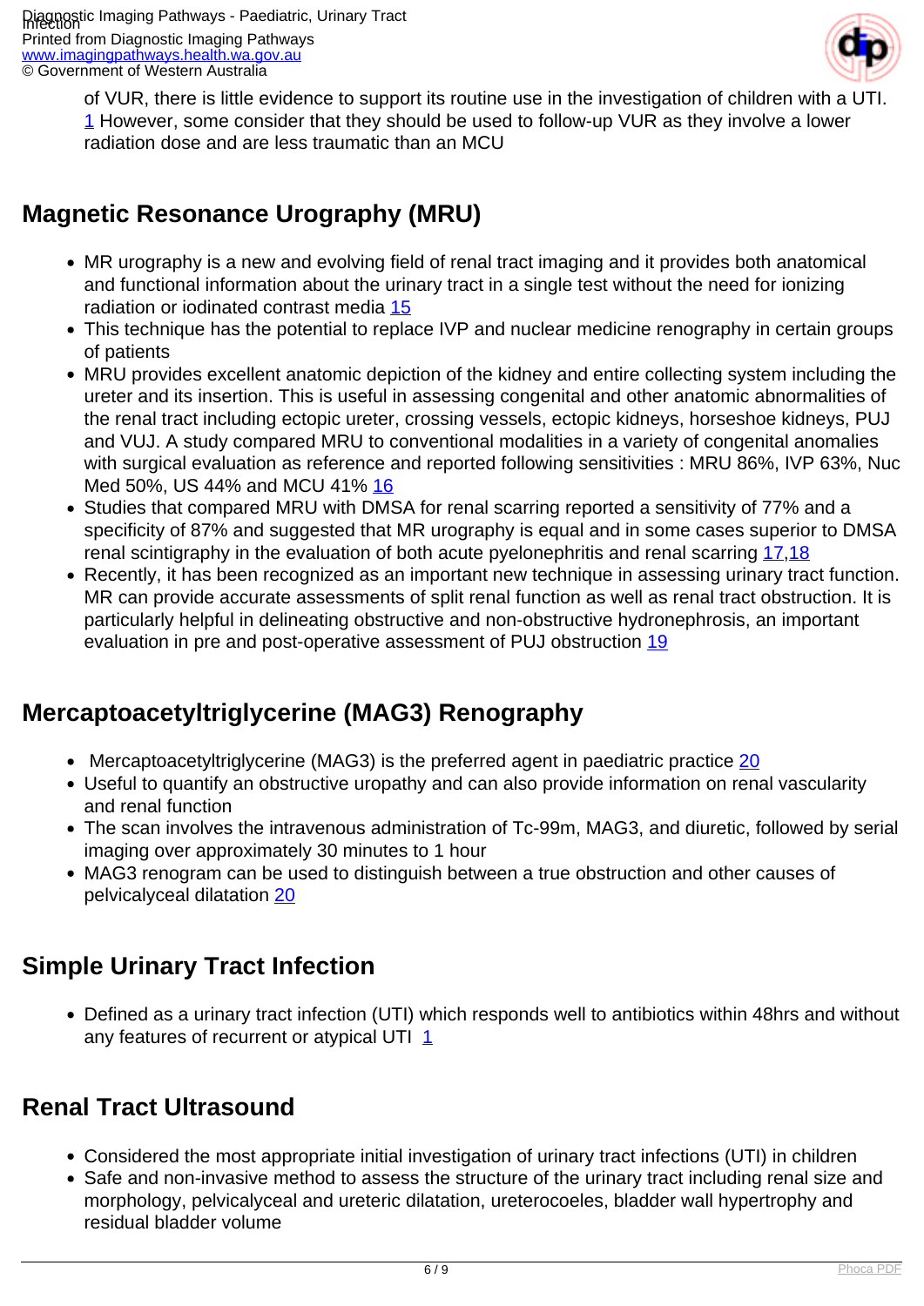of VUR, there is little evidence to support its routine use in the investigation of children with a UTI. [1] However, some consider that they should be used to follow-up VUR as they involve a lower radiation dose and are less traumatic than an MCU

## Magnetic Resonance Urography (MRU)

- MR urography is a new and evolving field of renal tract imaging and it provides both anatomical and functional information about the urinary tract in a single test without the need for ionizing radiation or iodinated contrast media [15]
- This technique has the potential to replace IVP and nuclear medicine renography in certain groups of patients
- MRU provides excellent anatomic depiction of the kidney and entire collecting system including the ureter and its insertion. This is useful in assessing congenital and other anatomic abnormalities of the renal tract including ectopic ureter, crossing vessels, ectopic kidneys, horseshoe kidneys, PUJ and VUJ. A study compared MRU to conventional modalities in a variety of congenital anomalies with surgical evaluation as reference and reported following sensitivities : MRU 86%, IVP 63%, Nuc Med 50%, US 44% and MCU 41% [16]
- Studies that compared MRU with DMSA for renal scarring reported a sensitivity of 77% and a specificity of 87% and suggested that MR urography is equal and in some cases superior to DMSA renal scintigraphy in the evaluation of both acute pyelonephritis and renal scarring [17,18]
- Recently, it has been recognized as an important new technique in assessing urinary tract function. MR can provide accurate assessments of split renal function as well as renal tract obstruction. It is particularly helpful in delineating obstructive and non-obstructive hydronephrosis, an important evaluation in pre and post-operative assessment of PUJ obstruction [19]

## Mercaptoacetyltriglycerine (MAG3) Renography

- Mercaptoacetyltriglycerine (MAG3) is the preferred agent in paediatric practice [20]
- Useful to quantify an obstructive uropathy and can also provide information on renal vascularity and renal function
- The scan involves the intravenous administration of Tc-99m, MAG3, and diuretic, followed by serial imaging over approximately 30 minutes to 1 hour
- MAG3 renogram can be used to distinguish between a true obstruction and other causes of pelvicalyceal dilatation [20]

## Simple Urinary Tract Infection

- Defined as a urinary tract infection (UTI) which responds well to antibiotics within 48hrs and without any features of recurrent or atypical UTI [1]

## Renal Tract Ultrasound

- Considered the most appropriate initial investigation of urinary tract infections (UTI) in children
- Safe and non-invasive method to assess the structure of the urinary tract including renal size and morphology, pelvicalyceal and ureteric dilatation, ureterocoeles, bladder wall hypertrophy and residual bladder volume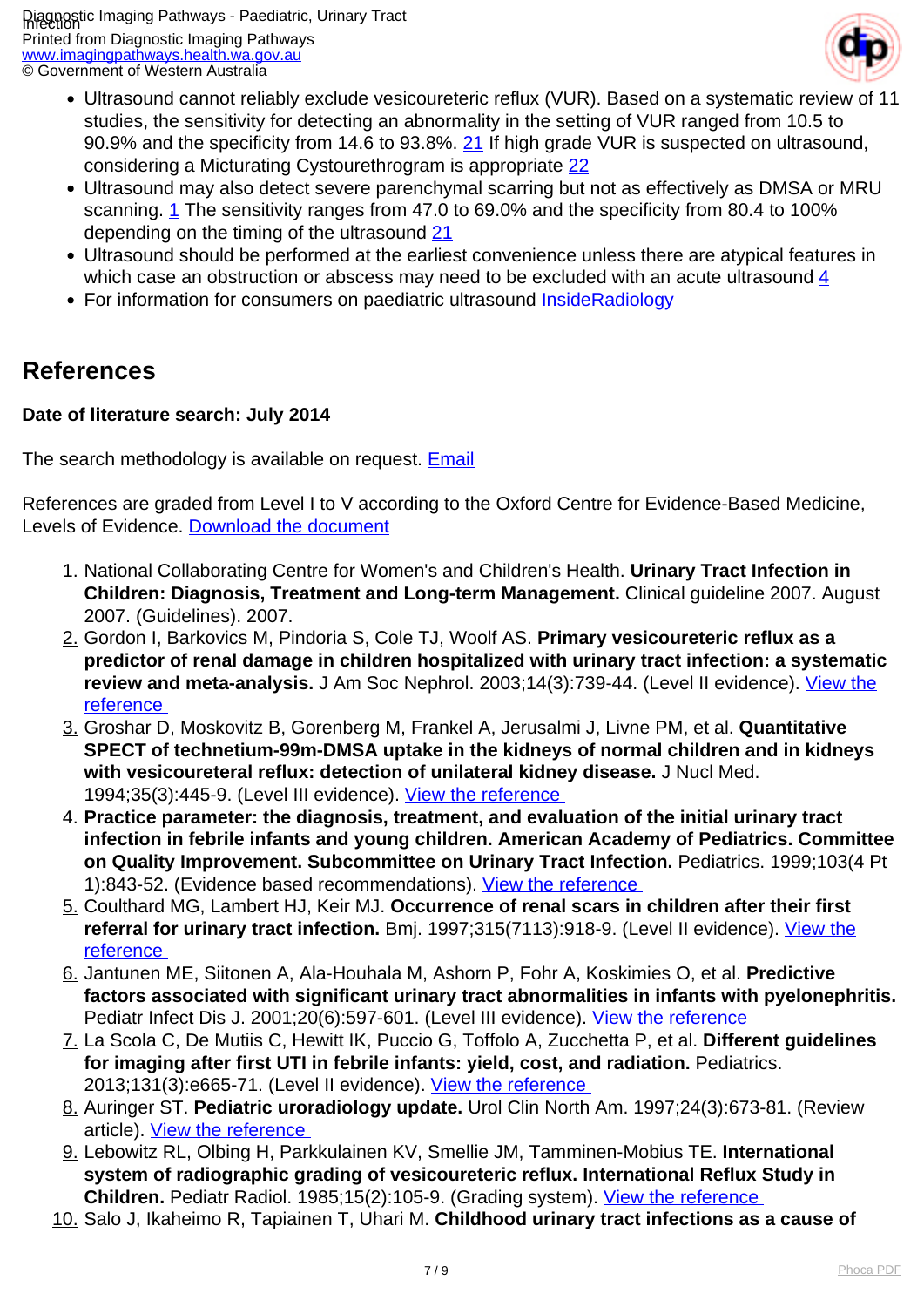- Ultrasound cannot reliably exclude vesicoureteric reflux (VUR). Based on a systematic review of 11 studies, the sensitivity for detecting an abnormality in the setting of VUR ranged from 10.5 to 90.9% and the specificity from 14.6 to 93.8%. 21 If high grade VUR is suspected on ultrasound, considering a Micturating Cystourethrogram is appropriate 22
- Ultrasound may also detect severe parenchymal scarring but not as effectively as DMSA or MRU scanning. 1 The sensitivity ranges from 47.0 to 69.0% and the specificity from 80.4 to 100% depending on the timing of the ultrasound 21
- Ultrasound should be performed at the earliest convenience unless there are atypical features in which case an obstruction or abscess may need to be excluded with an acute ultrasound 4
- For information for consumers on paediatric ultrasound InsideRadiology

## References

**Date of literature search: July 2014**

The search methodology is available on request. Email

References are graded from Level I to V according to the Oxford Centre for Evidence-Based Medicine, Levels of Evidence. Download the document

1. National Collaborating Centre for Women's and Children's Health. **Urinary Tract Infection in Children: Diagnosis, Treatment and Long-term Management.** Clinical guideline 2007. August 2007. (Guidelines). 2007.
2. Gordon I, Barkovics M, Pindoria S, Cole TJ, Woolf AS. **Primary vesicoureteric reflux as a predictor of renal damage in children hospitalized with urinary tract infection: a systematic review and meta-analysis.** J Am Soc Nephrol. 2003;14(3):739-44. (Level II evidence). View the reference
3. Groshar D, Moskovitz B, Gorenberg M, Frankel A, Jerusalmi J, Livne PM, et al. **Quantitative SPECT of technetium-99m-DMSA uptake in the kidneys of normal children and in kidneys with vesicoureteral reflux: detection of unilateral kidney disease.** J Nucl Med. 1994;35(3):445-9. (Level III evidence). View the reference
4. **Practice parameter: the diagnosis, treatment, and evaluation of the initial urinary tract infection in febrile infants and young children. American Academy of Pediatrics. Committee on Quality Improvement. Subcommittee on Urinary Tract Infection.** Pediatrics. 1999;103(4 Pt 1):843-52. (Evidence based recommendations). View the reference
5. Coulthard MG, Lambert HJ, Keir MJ. **Occurrence of renal scars in children after their first referral for urinary tract infection.** Bmj. 1997;315(7113):918-9. (Level II evidence). View the reference
6. Jantunen ME, Siitonen A, Ala-Houhala M, Ashorn P, Fohr A, Koskimies O, et al. **Predictive factors associated with significant urinary tract abnormalities in infants with pyelonephritis.** Pediatr Infect Dis J. 2001;20(6):597-601. (Level III evidence). View the reference
7. La Scola C, De Mutiis C, Hewitt IK, Puccio G, Toffolo A, Zucchetta P, et al. **Different guidelines for imaging after first UTI in febrile infants: yield, cost, and radiation.** Pediatrics. 2013;131(3):e665-71. (Level II evidence). View the reference
8. Auringer ST. **Pediatric uroradiology update.** Urol Clin North Am. 1997;24(3):673-81. (Review article). View the reference
9. Lebowitz RL, Olbing H, Parkkulainen KV, Smellie JM, Tamminen-Mobius TE. **International system of radiographic grading of vesicoureteric reflux. International Reflux Study in Children.** Pediatr Radiol. 1985;15(2):105-9. (Grading system). View the reference
10. Salo J, Ikaheimo R, Tapiainen T, Uhari M. **Childhood urinary tract infections as a cause of**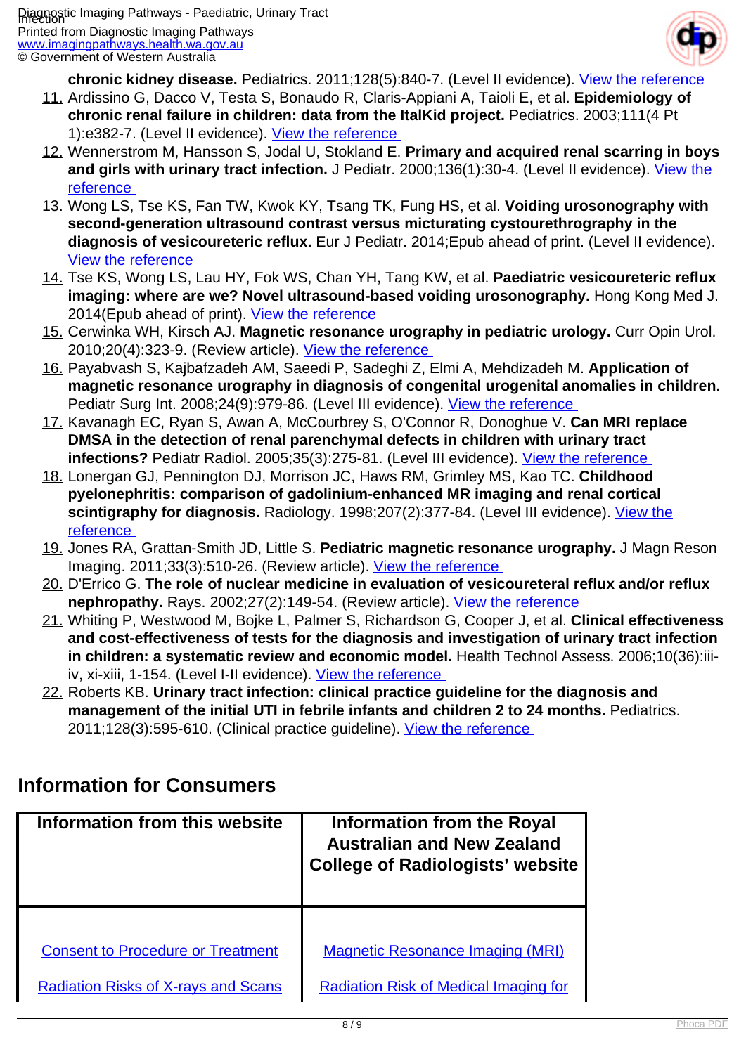**chronic kidney disease.** Pediatrics. 2011;128(5):840-7. (Level II evidence). View the reference

11. Ardissino G, Dacco V, Testa S, Bonaudo R, Claris-Appiani A, Taioli E, et al. **Epidemiology of chronic renal failure in children: data from the ItalKid project.** Pediatrics. 2003;111(4 Pt 1):e382-7. (Level II evidence). View the reference
12. Wennerstrom M, Hansson S, Jodal U, Stokland E. **Primary and acquired renal scarring in boys and girls with urinary tract infection.** J Pediatr. 2000;136(1):30-4. (Level II evidence). View the reference
13. Wong LS, Tse KS, Fan TW, Kwok KY, Tsang TK, Fung HS, et al. **Voiding urosonography with second-generation ultrasound contrast versus micturating cystourethrography in the diagnosis of vesicoureteric reflux.** Eur J Pediatr. 2014;Epub ahead of print. (Level II evidence). View the reference
14. Tse KS, Wong LS, Lau HY, Fok WS, Chan YH, Tang KW, et al. **Paediatric vesicoureteric reflux imaging: where are we? Novel ultrasound-based voiding urosonography.** Hong Kong Med J. 2014(Epub ahead of print). View the reference
15. Cerwinka WH, Kirsch AJ. **Magnetic resonance urography in pediatric urology.** Curr Opin Urol. 2010;20(4):323-9. (Review article). View the reference
16. Payabvash S, Kajbafzadeh AM, Saeedi P, Sadeghi Z, Elmi A, Mehdizadeh M. **Application of magnetic resonance urography in diagnosis of congenital urogenital anomalies in children.** Pediatr Surg Int. 2008;24(9):979-86. (Level III evidence). View the reference
17. Kavanagh EC, Ryan S, Awan A, McCourbrey S, O'Connor R, Donoghue V. **Can MRI replace DMSA in the detection of renal parenchymal defects in children with urinary tract infections?** Pediatr Radiol. 2005;35(3):275-81. (Level III evidence). View the reference
18. Lonergan GJ, Pennington DJ, Morrison JC, Haws RM, Grimley MS, Kao TC. **Childhood pyelonephritis: comparison of gadolinium-enhanced MR imaging and renal cortical scintigraphy for diagnosis.** Radiology. 1998;207(2):377-84. (Level III evidence). View the reference
19. Jones RA, Grattan-Smith JD, Little S. **Pediatric magnetic resonance urography.** J Magn Reson Imaging. 2011;33(3):510-26. (Review article). View the reference
20. D'Errico G. **The role of nuclear medicine in evaluation of vesicoureteral reflux and/or reflux nephropathy.** Rays. 2002;27(2):149-54. (Review article). View the reference
21. Whiting P, Westwood M, Bojke L, Palmer S, Richardson G, Cooper J, et al. **Clinical effectiveness and cost-effectiveness of tests for the diagnosis and investigation of urinary tract infection in children: a systematic review and economic model.** Health Technol Assess. 2006;10(36):iii-iv, xi-xiii, 1-154. (Level I-II evidence). View the reference
22. Roberts KB. **Urinary tract infection: clinical practice guideline for the diagnosis and management of the initial UTI in febrile infants and children 2 to 24 months.** Pediatrics. 2011;128(3):595-610. (Clinical practice guideline). View the reference

## Information for Consumers

| Information from this website | Information from the Royal Australian and New Zealand College of Radiologists' website |
|---|---|
| Consent to Procedure or Treatment | Magnetic Resonance Imaging (MRI) |
| Radiation Risks of X-rays and Scans | Radiation Risk of Medical Imaging for |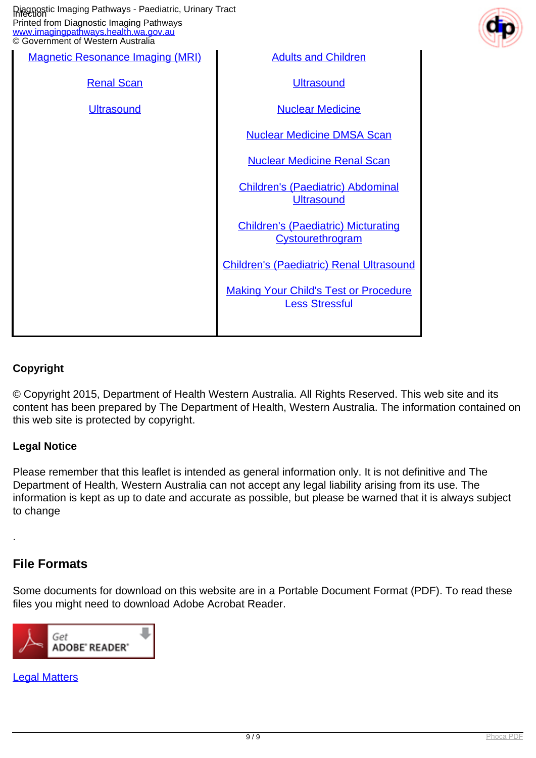| | |
|---|---|
| Magnetic Resonance Imaging (MRI) | Adults and Children |
| Renal Scan | Ultrasound |
| Ultrasound | Nuclear Medicine |
| | Nuclear Medicine DMSA Scan |
| | Nuclear Medicine Renal Scan |
| | Children's (Paediatric) Abdominal Ultrasound |
| | Children's (Paediatric) Micturating Cystourethrogram |
| | Children's (Paediatric) Renal Ultrasound |
| | Making Your Child's Test or Procedure Less Stressful |

**Copyright**

© Copyright 2015, Department of Health Western Australia. All Rights Reserved. This web site and its content has been prepared by The Department of Health, Western Australia. The information contained on this web site is protected by copyright.

**Legal Notice**

Please remember that this leaflet is intended as general information only. It is not definitive and The Department of Health, Western Australia can not accept any legal liability arising from its use. The information is kept as up to date and accurate as possible, but please be warned that it is always subject to change

.

## File Formats

Some documents for download on this website are in a Portable Document Format (PDF). To read these files you might need to download Adobe Acrobat Reader.

Get ADOBE® READER®

Legal Matters